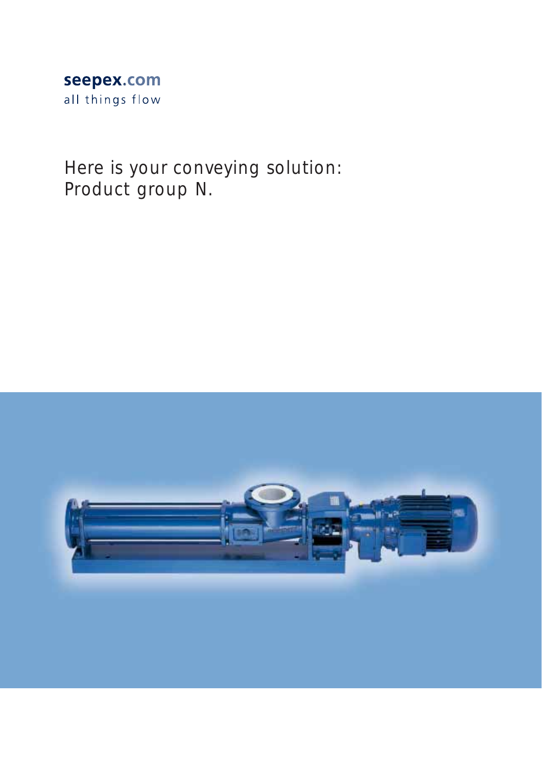seepex.com

all things flow

# Here is your conveying solution: Product group N.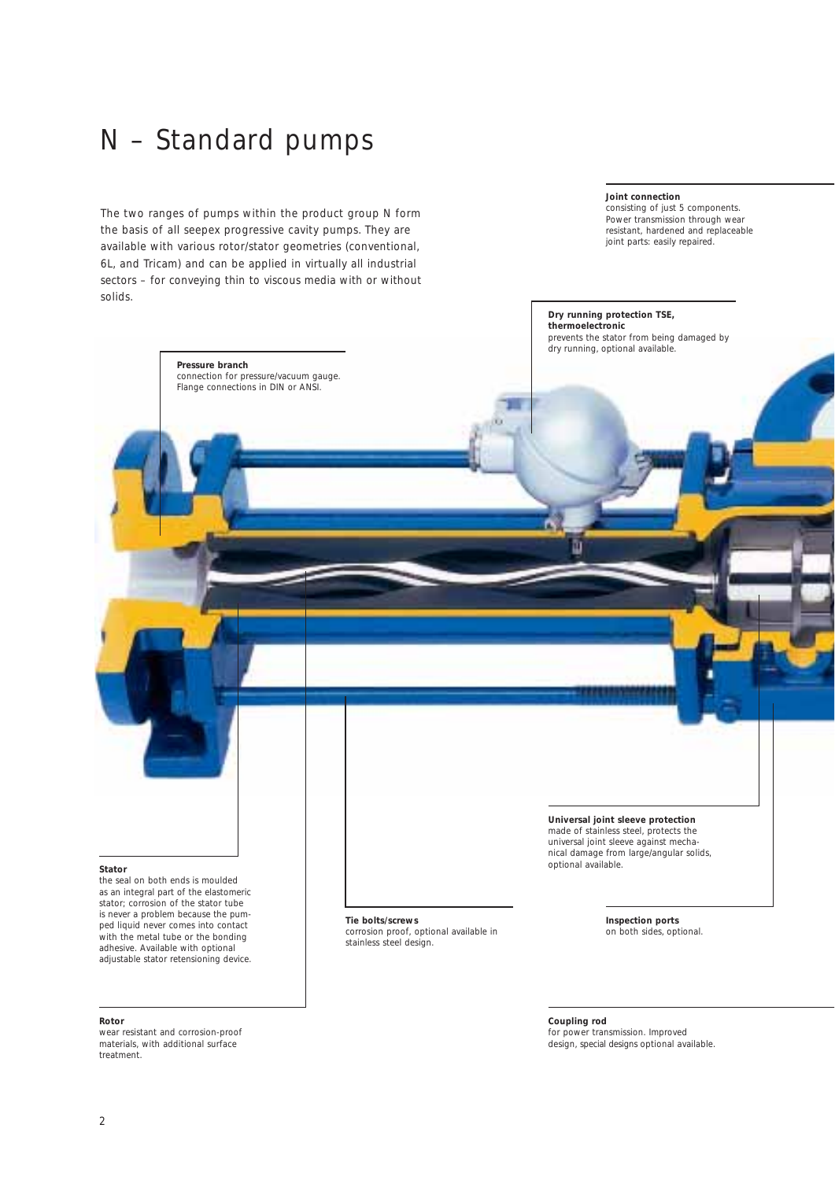# N – Standard pumps

The two ranges of pumps within the product group N form the basis of all seepex progressive cavity pumps. They are available with various rotor/stator geometries (conventional, 6L, and Tricam) and can be applied in virtually all industrial sectors – for conveying thin to viscous media with or without solids.

**Joint connection**
consisting of just 5 components. Power transmission through wear resistant, hardened and replaceable joint parts: easily repaired.

**Dry running protection TSE, thermoelectronic**
prevents the stator from being damaged by dry running, optional available.

**Pressure branch**
connection for pressure/vacuum gauge. Flange connections in DIN or ANSI.

**Universal joint sleeve protection**
made of stainless steel, protects the universal joint sleeve against mechanical damage from large/angular solids, optional available.

**Stator**
the seal on both ends is moulded as an integral part of the elastomeric stator; corrosion of the stator tube is never a problem because the pumped liquid never comes into contact with the metal tube or the bonding adhesive. Available with optional adjustable stator retensioning device.

**Tie bolts/screws**
corrosion proof, optional available in stainless steel design.

**Inspection ports**
on both sides, optional.

**Rotor**
wear resistant and corrosion-proof materials, with additional surface treatment.

**Coupling rod**
for power transmission. Improved design, special designs optional available.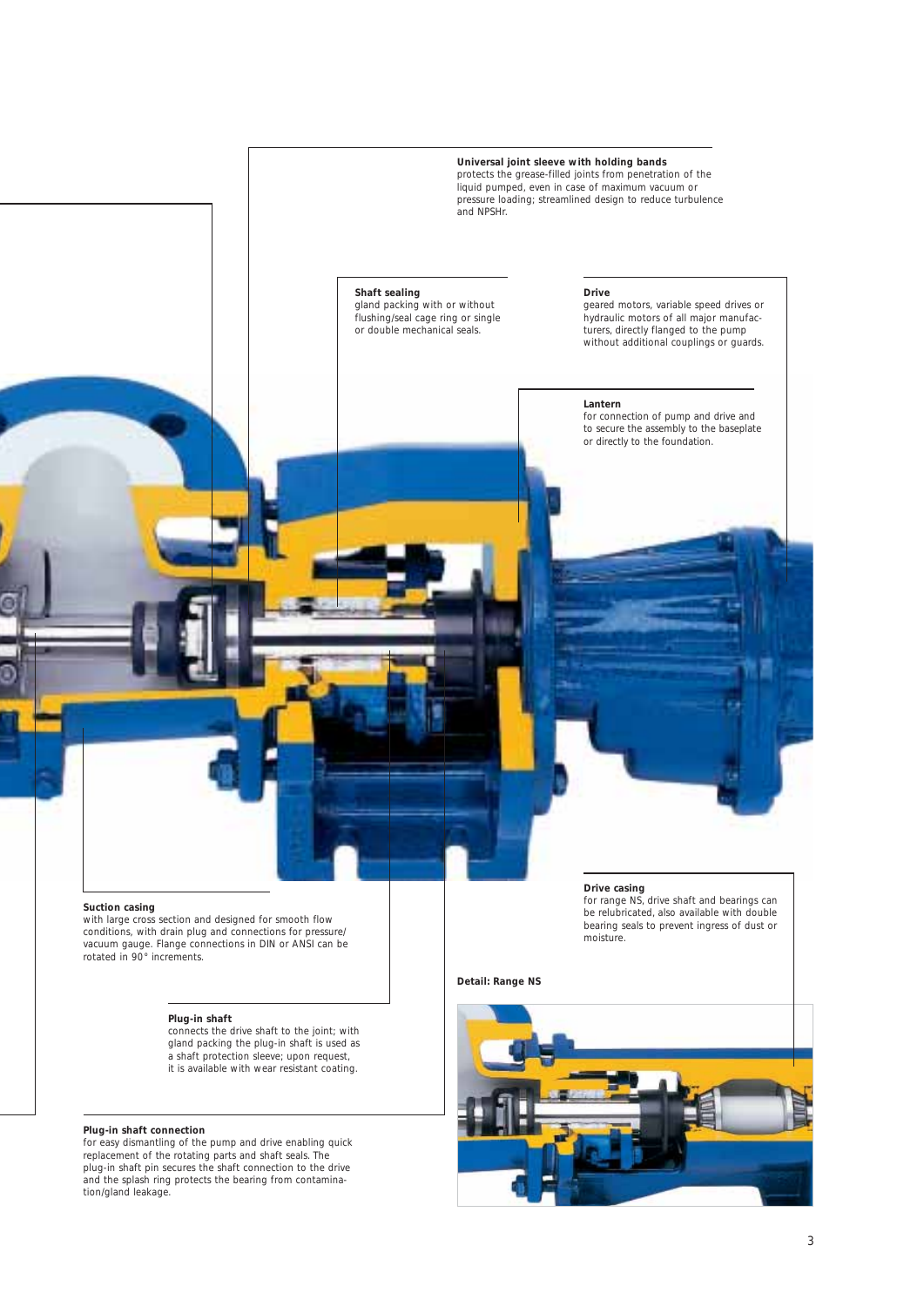**Universal joint sleeve with holding bands**
protects the grease-filled joints from penetration of the liquid pumped, even in case of maximum vacuum or pressure loading; streamlined design to reduce turbulence and NPSHr.

**Shaft sealing**
gland packing with or without flushing/seal cage ring or single or double mechanical seals.

**Drive**
geared motors, variable speed drives or hydraulic motors of all major manufacturers, directly flanged to the pump without additional couplings or guards.

**Lantern**
for connection of pump and drive and to secure the assembly to the baseplate or directly to the foundation.

**Suction casing**
with large cross section and designed for smooth flow conditions, with drain plug and connections for pressure/ vacuum gauge. Flange connections in DIN or ANSI can be rotated in 90° increments.

**Drive casing**
for range NS, drive shaft and bearings can be relubricated, also available with double bearing seals to prevent ingress of dust or moisture.

**Detail: Range NS**

**Plug-in shaft**
connects the drive shaft to the joint; with gland packing the plug-in shaft is used as a shaft protection sleeve; upon request, it is available with wear resistant coating.

**Plug-in shaft connection**
for easy dismantling of the pump and drive enabling quick replacement of the rotating parts and shaft seals. The plug-in shaft pin secures the shaft connection to the drive and the splash ring protects the bearing from contamination/gland leakage.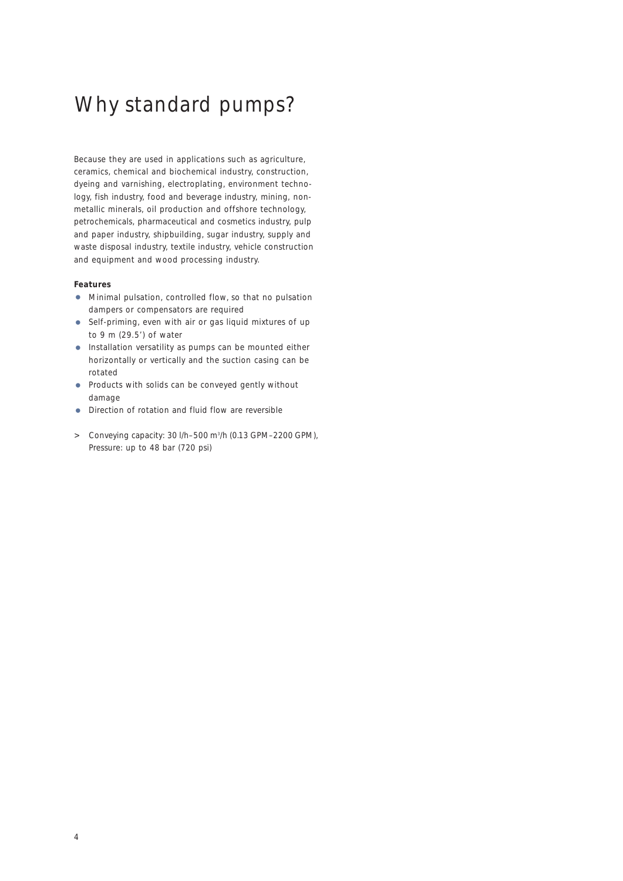# Why standard pumps?

Because they are used in applications such as agriculture, ceramics, chemical and biochemical industry, construction, dyeing and varnishing, electroplating, environment technology, fish industry, food and beverage industry, mining, non-metallic minerals, oil production and offshore technology, petrochemicals, pharmaceutical and cosmetics industry, pulp and paper industry, shipbuilding, sugar industry, supply and waste disposal industry, textile industry, vehicle construction and equipment and wood processing industry.

**Features**

- Minimal pulsation, controlled flow, so that no pulsation dampers or compensators are required
- Self-priming, even with air or gas liquid mixtures of up to 9 m (29.5') of water
- Installation versatility as pumps can be mounted either horizontally or vertically and the suction casing can be rotated
- Products with solids can be conveyed gently without damage
- Direction of rotation and fluid flow are reversible

> Conveying capacity: 30 l/h–500 $m^3$/h (0.13 GPM–2200 GPM), Pressure: up to 48 bar (720 psi)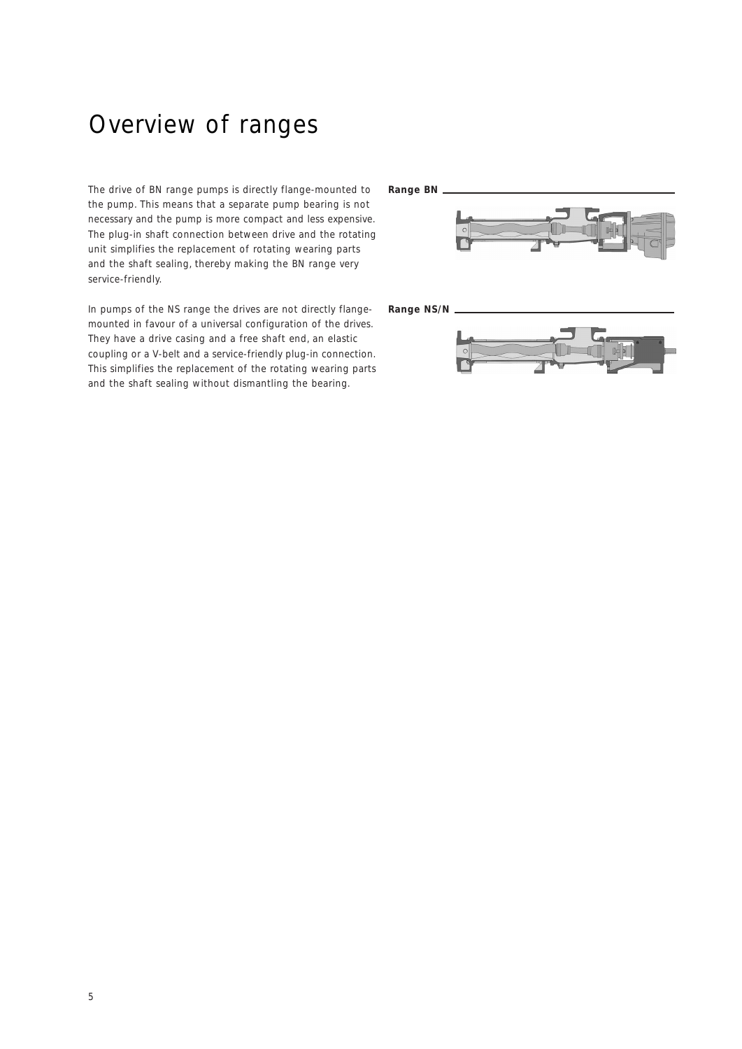# Overview of ranges

The drive of BN range pumps is directly flange-mounted to the pump. This means that a separate pump bearing is not necessary and the pump is more compact and less expensive. The plug-in shaft connection between drive and the rotating unit simplifies the replacement of rotating wearing parts and the shaft sealing, thereby making the BN range very service-friendly.

**Range BN**

In pumps of the NS range the drives are not directly flange-mounted in favour of a universal configuration of the drives. They have a drive casing and a free shaft end, an elastic coupling or a V-belt and a service-friendly plug-in connection. This simplifies the replacement of the rotating wearing parts and the shaft sealing without dismantling the bearing.

**Range NS/N**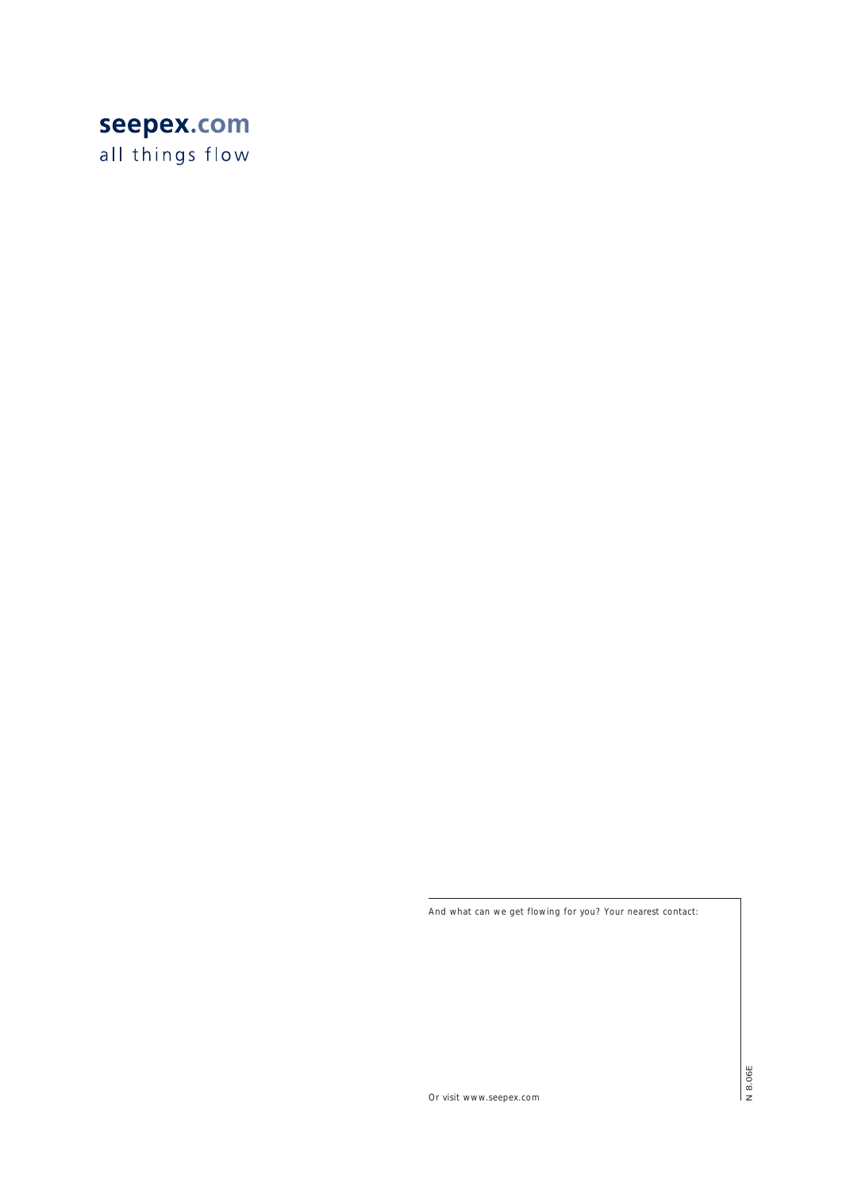**seepex.com**
all things flow

And what can we get flowing for you? Your nearest contact:

Or visit www.seepex.com

N 8.06E